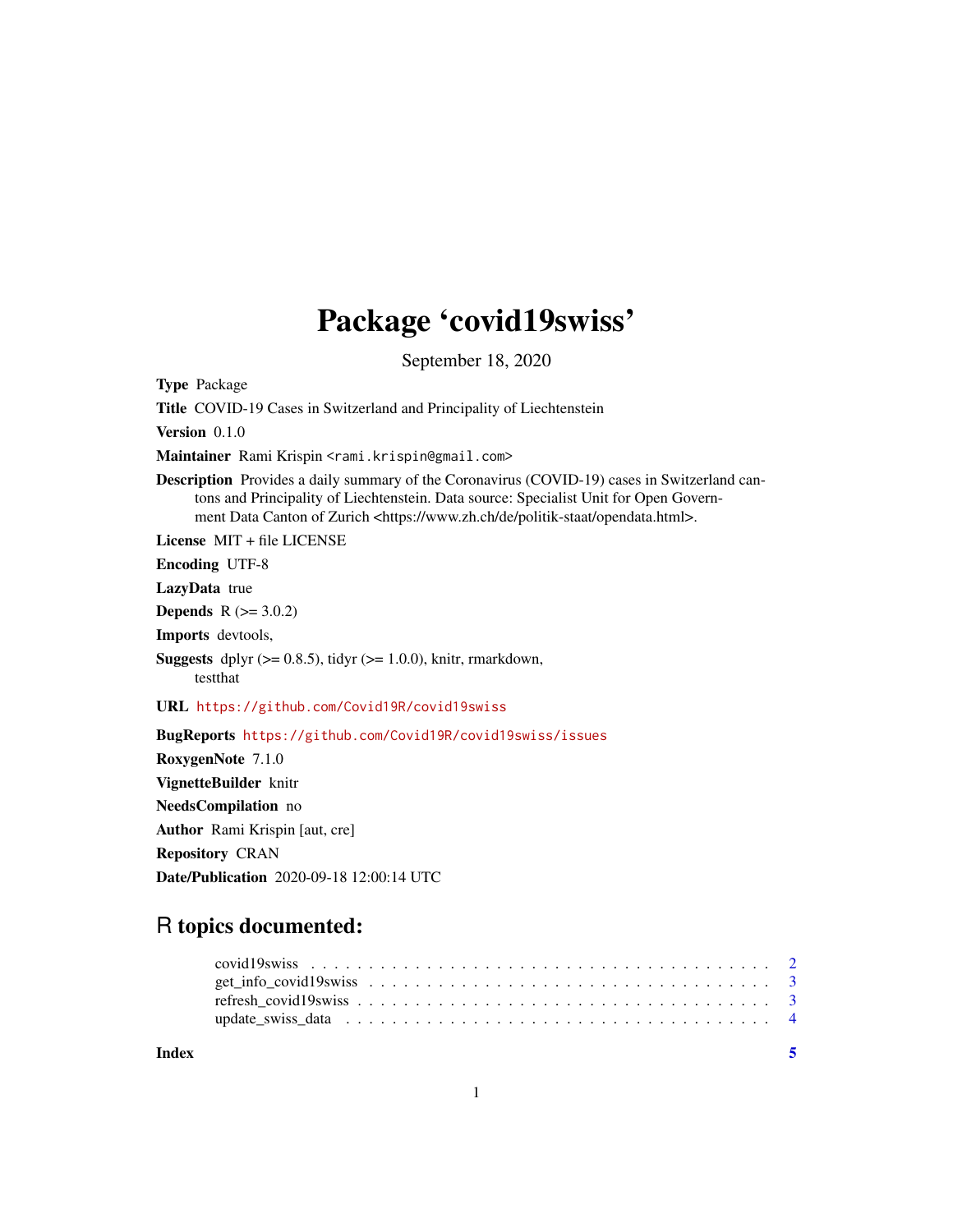# Package 'covid19swiss'

September 18, 2020

**Type** Package

**Title** COVID-19 Cases in Switzerland and Principality of Liechtenstein

**Version** 0.1.0

**Maintainer** Rami Krispin <rami.krispin@gmail.com>

**Description** Provides a daily summary of the Coronavirus (COVID-19) cases in Switzerland cantons and Principality of Liechtenstein. Data source: Specialist Unit for Open Government Data Canton of Zurich <https://www.zh.ch/de/politik-staat/opendata.html>.

**License** MIT + file LICENSE

**Encoding** UTF-8

**LazyData** true

**Depends** R (>= 3.0.2)

**Imports** devtools,

**Suggests** dplyr (>= 0.8.5), tidyr (>= 1.0.0), knitr, rmarkdown, testthat

**URL** https://github.com/Covid19R/covid19swiss

**BugReports** https://github.com/Covid19R/covid19swiss/issues

**RoxygenNote** 7.1.0

**VignetteBuilder** knitr

**NeedsCompilation** no

**Author** Rami Krispin [aut, cre]

**Repository** CRAN

**Date/Publication** 2020-09-18 12:00:14 UTC

## R topics documented:

- covid19swiss . . . . . . . . . . . . . . . . . . . . . . . . . . . . . . . . . . . . . . . . . 2
- get_info_covid19swiss . . . . . . . . . . . . . . . . . . . . . . . . . . . . . . . . . . . . 3
- refresh_covid19swiss . . . . . . . . . . . . . . . . . . . . . . . . . . . . . . . . . . . . . 3
- update_swiss_data . . . . . . . . . . . . . . . . . . . . . . . . . . . . . . . . . . . . . . 4

**Index** 5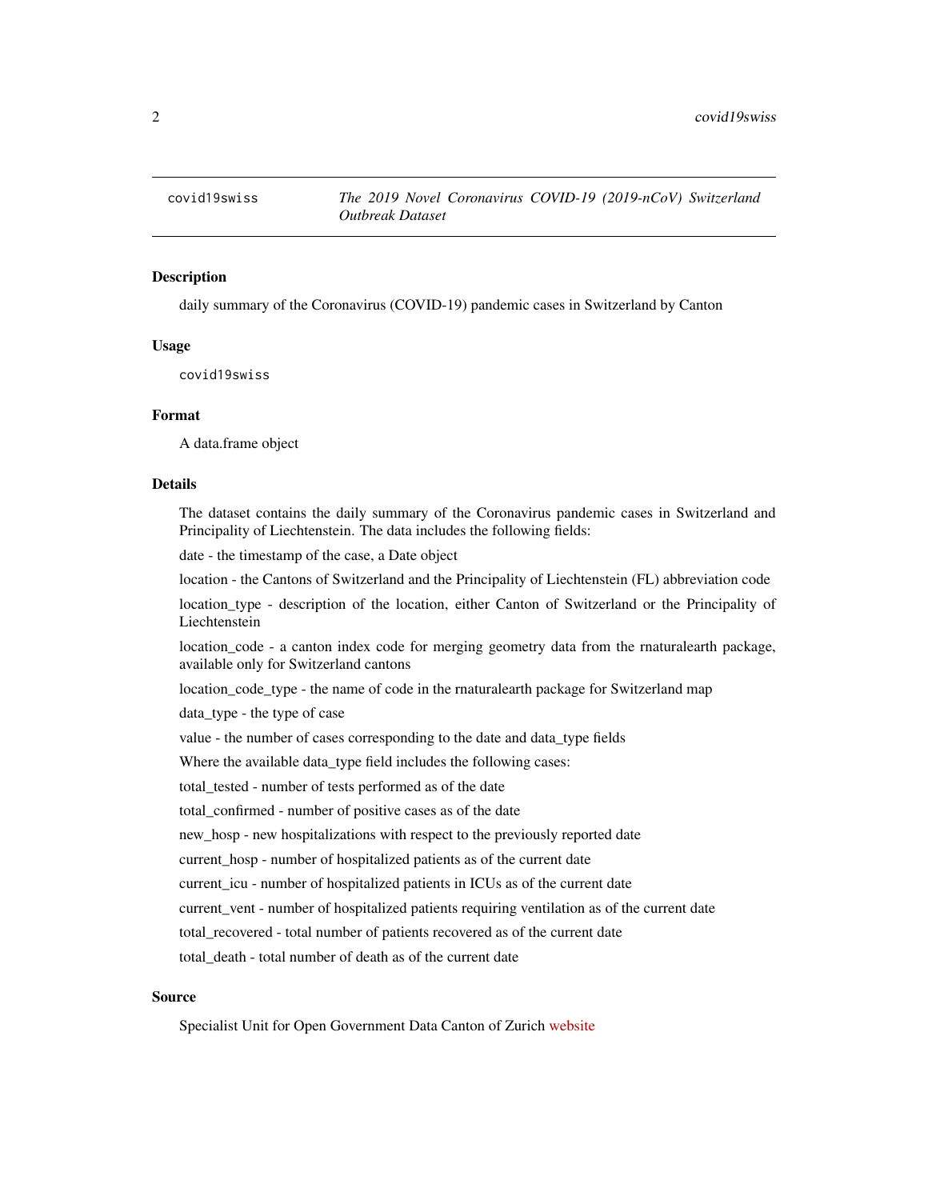`covid19swiss` *The 2019 Novel Coronavirus COVID-19 (2019-nCoV) Switzerland Outbreak Dataset*

## Description

daily summary of the Coronavirus (COVID-19) pandemic cases in Switzerland by Canton

## Usage

```
covid19swiss
```

## Format

A data.frame object

## Details

The dataset contains the daily summary of the Coronavirus pandemic cases in Switzerland and Principality of Liechtenstein. The data includes the following fields:

date - the timestamp of the case, a Date object

location - the Cantons of Switzerland and the Principality of Liechtenstein (FL) abbreviation code

location_type - description of the location, either Canton of Switzerland or the Principality of Liechtenstein

location_code - a canton index code for merging geometry data from the rnaturalearth package, available only for Switzerland cantons

location_code_type - the name of code in the rnaturalearth package for Switzerland map

data_type - the type of case

value - the number of cases corresponding to the date and data_type fields

Where the available data_type field includes the following cases:

total_tested - number of tests performed as of the date

total_confirmed - number of positive cases as of the date

new_hosp - new hospitalizations with respect to the previously reported date

current_hosp - number of hospitalized patients as of the current date

current_icu - number of hospitalized patients in ICUs as of the current date

current_vent - number of hospitalized patients requiring ventilation as of the current date

total_recovered - total number of patients recovered as of the current date

total_death - total number of death as of the current date

## Source

Specialist Unit for Open Government Data Canton of Zurich website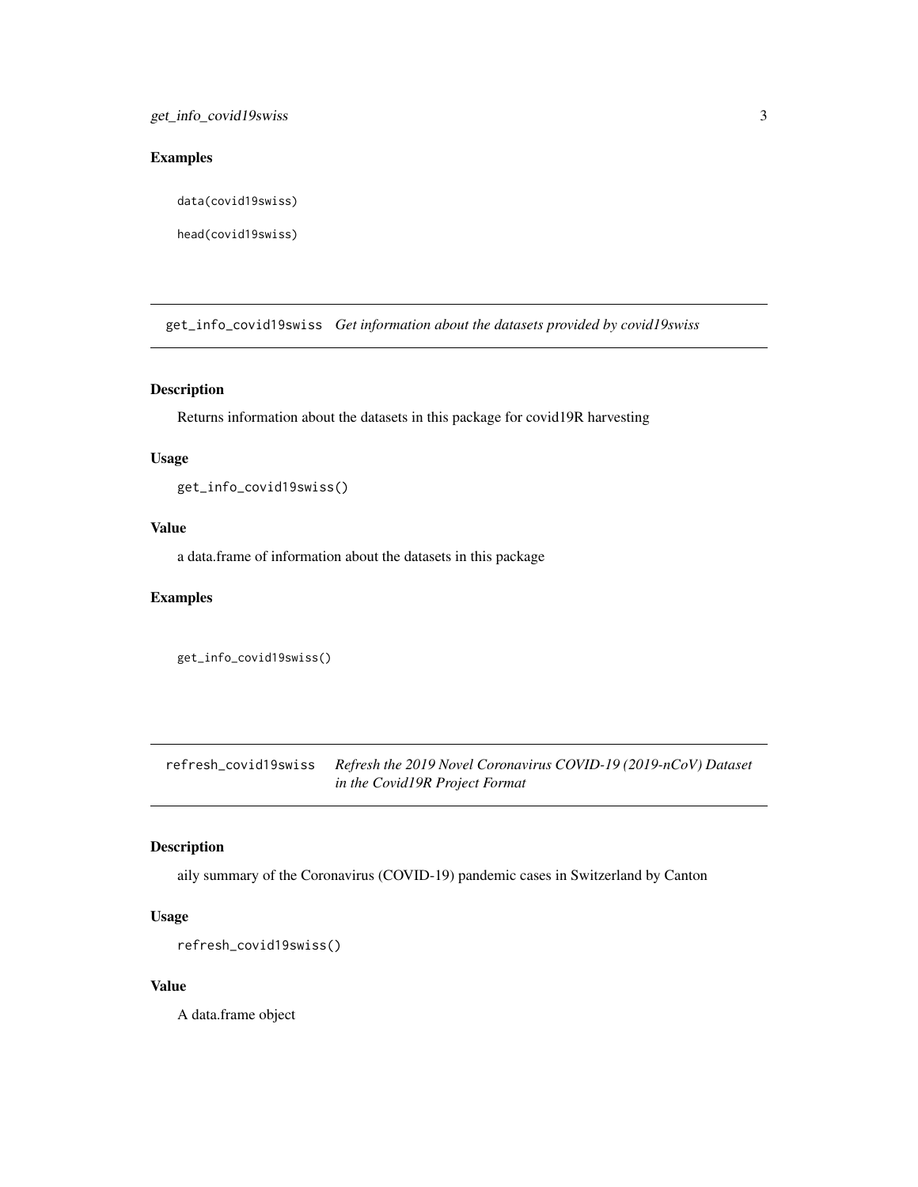## Examples

```
data(covid19swiss)

head(covid19swiss)
```

---

## get_info_covid19swiss *Get information about the datasets provided by covid19swiss*

### Description

Returns information about the datasets in this package for covid19R harvesting

### Usage

```
get_info_covid19swiss()
```

### Value

a data.frame of information about the datasets in this package

### Examples

```
get_info_covid19swiss()
```

---

## refresh_covid19swiss *Refresh the 2019 Novel Coronavirus COVID-19 (2019-nCoV) Dataset in the Covid19R Project Format*

### Description

aily summary of the Coronavirus (COVID-19) pandemic cases in Switzerland by Canton

### Usage

```
refresh_covid19swiss()
```

### Value

A data.frame object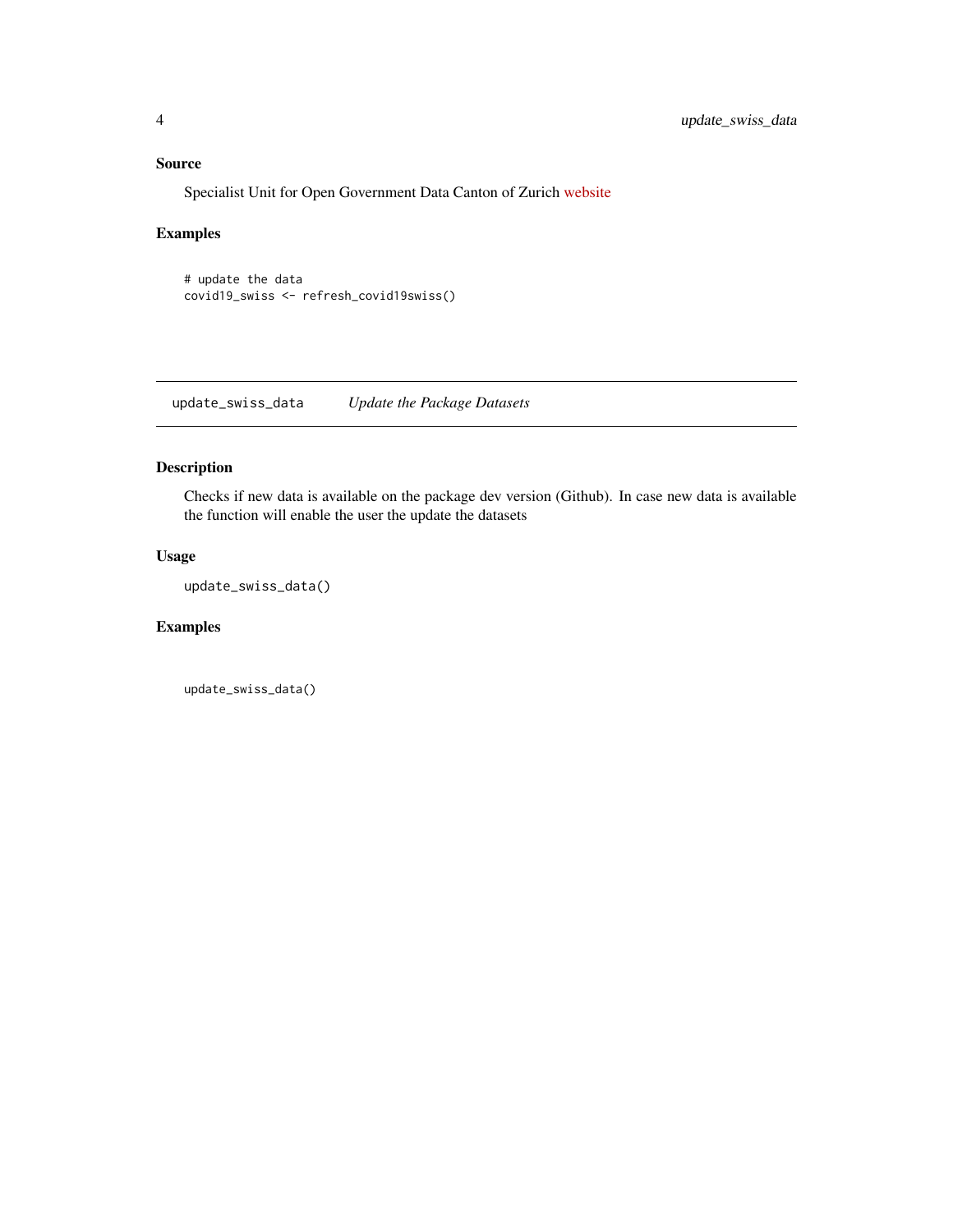### Source

Specialist Unit for Open Government Data Canton of Zurich website

### Examples

```
# update the data
covid19_swiss <- refresh_covid19swiss()
```

---

## update_swiss_data — *Update the Package Datasets*

---

### Description

Checks if new data is available on the package dev version (Github). In case new data is available the function will enable the user the update the datasets

### Usage

```
update_swiss_data()
```

### Examples

```
update_swiss_data()
```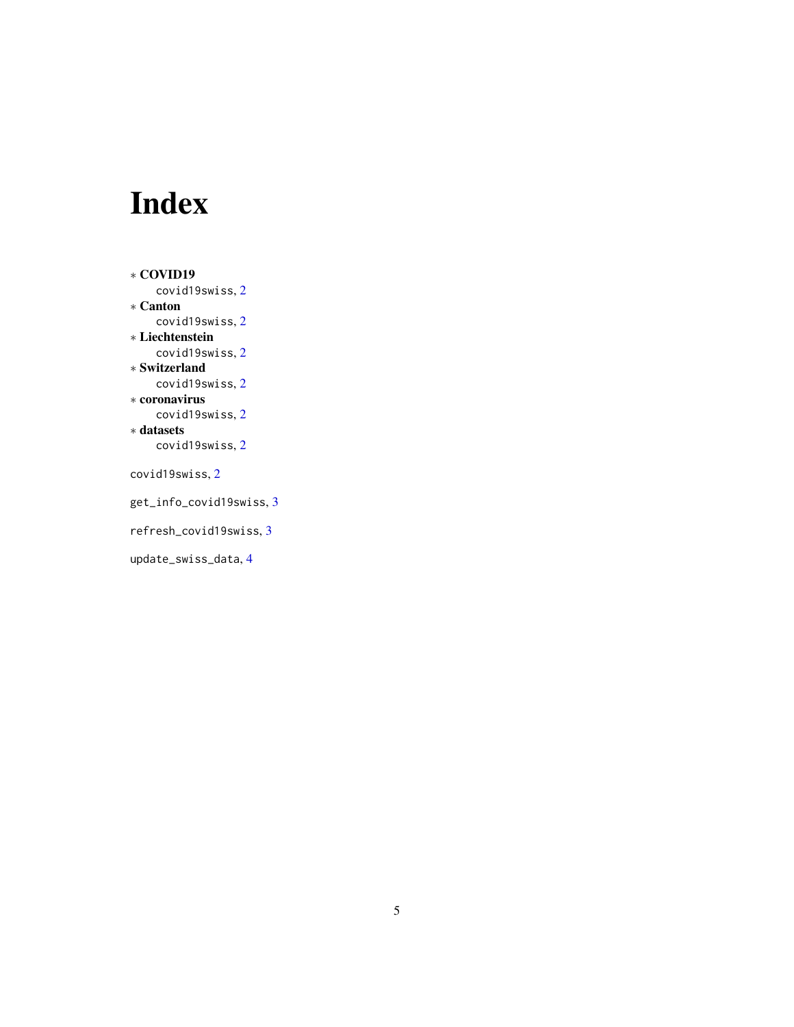# Index

* **COVID19**
    covid19swiss, 2
* **Canton**
    covid19swiss, 2
* **Liechtenstein**
    covid19swiss, 2
* **Switzerland**
    covid19swiss, 2
* **coronavirus**
    covid19swiss, 2
* **datasets**
    covid19swiss, 2

covid19swiss, 2

get_info_covid19swiss, 3

refresh_covid19swiss, 3

update_swiss_data, 4